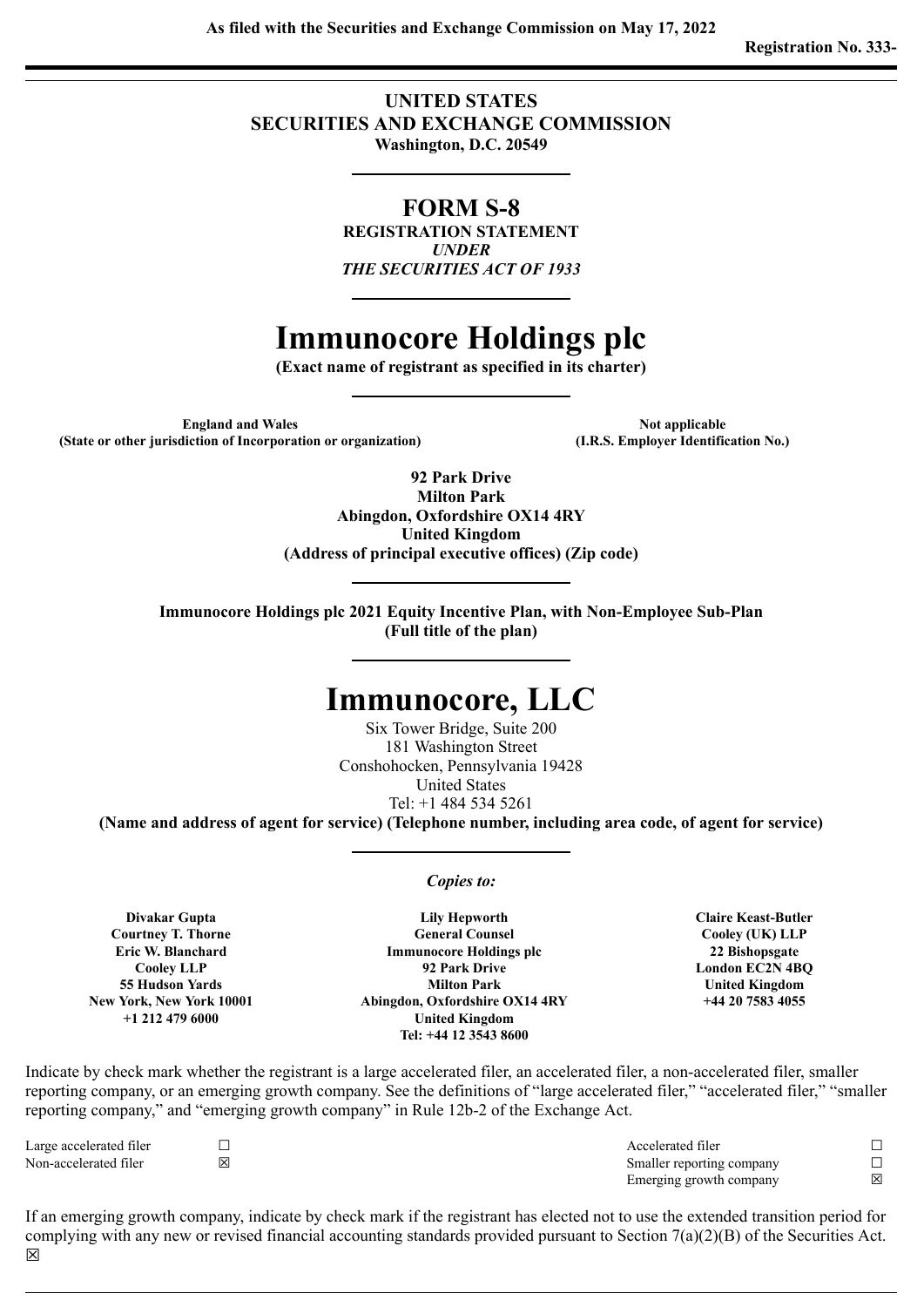As filed with the Securities and Exchange Commission on May 17, 2022

Registration No. 333-

---

**UNITED STATES**
**SECURITIES AND EXCHANGE COMMISSION**
**Washington, D.C. 20549**

---

# FORM S-8

**REGISTRATION STATEMENT**
***UNDER***
***THE SECURITIES ACT OF 1933***

---

# Immunocore Holdings plc

**(Exact name of registrant as specified in its charter)**

---

| **England and Wales** | **Not applicable** |
|---|---|
| **(State or other jurisdiction of Incorporation or organization)** | **(I.R.S. Employer Identification No.)** |

**92 Park Drive**
**Milton Park**
**Abingdon, Oxfordshire OX14 4RY**
**United Kingdom**
**(Address of principal executive offices) (Zip code)**

---

**Immunocore Holdings plc 2021 Equity Incentive Plan, with Non-Employee Sub-Plan**
**(Full title of the plan)**

---

# Immunocore, LLC

Six Tower Bridge, Suite 200
181 Washington Street
Conshohocken, Pennsylvania 19428
United States
Tel: +1 484 534 5261

**(Name and address of agent for service) (Telephone number, including area code, of agent for service)**

---

*Copies to:*

| | | |
|---|---|---|
| **Divakar Gupta**<br>**Courtney T. Thorne**<br>**Eric W. Blanchard**<br>**Cooley LLP**<br>**55 Hudson Yards**<br>**New York, New York 10001**<br>**+1 212 479 6000** | **Lily Hepworth**<br>**General Counsel**<br>**Immunocore Holdings plc**<br>**92 Park Drive**<br>**Milton Park**<br>**Abingdon, Oxfordshire OX14 4RY**<br>**United Kingdom**<br>**Tel: +44 12 3543 8600** | **Claire Keast-Butler**<br>**Cooley (UK) LLP**<br>**22 Bishopsgate**<br>**London EC2N 4BQ**<br>**United Kingdom**<br>**+44 20 7583 4055** |

Indicate by check mark whether the registrant is a large accelerated filer, an accelerated filer, a non-accelerated filer, smaller reporting company, or an emerging growth company. See the definitions of "large accelerated filer," "accelerated filer," "smaller reporting company," and "emerging growth company" in Rule 12b-2 of the Exchange Act.

| | | | |
|---|---|---|---|
| Large accelerated filer | ☐ | Accelerated filer | ☐ |
| Non-accelerated filer | ☒ | Smaller reporting company | ☐ |
| | | Emerging growth company | ☒ |

If an emerging growth company, indicate by check mark if the registrant has elected not to use the extended transition period for complying with any new or revised financial accounting standards provided pursuant to Section 7(a)(2)(B) of the Securities Act. ☒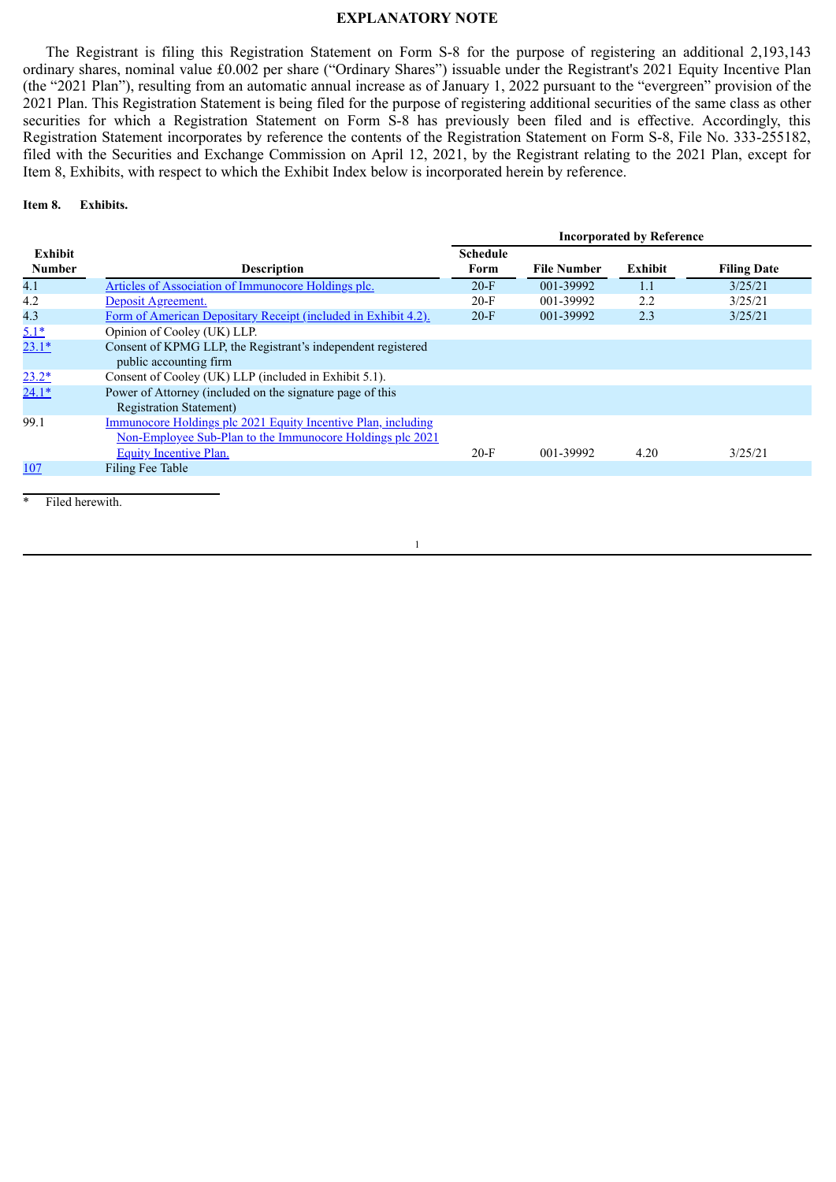## EXPLANATORY NOTE

The Registrant is filing this Registration Statement on Form S-8 for the purpose of registering an additional 2,193,143 ordinary shares, nominal value £0.002 per share ("Ordinary Shares") issuable under the Registrant's 2021 Equity Incentive Plan (the "2021 Plan"), resulting from an automatic annual increase as of January 1, 2022 pursuant to the "evergreen" provision of the 2021 Plan. This Registration Statement is being filed for the purpose of registering additional securities of the same class as other securities for which a Registration Statement on Form S-8 has previously been filed and is effective. Accordingly, this Registration Statement incorporates by reference the contents of the Registration Statement on Form S-8, File No. 333-255182, filed with the Securities and Exchange Commission on April 12, 2021, by the Registrant relating to the 2021 Plan, except for Item 8, Exhibits, with respect to which the Exhibit Index below is incorporated herein by reference.

**Item 8. Exhibits.**

| Exhibit Number | Description | Incorporated by Reference | | | |
|---|---|---|---|---|---|
| | | Schedule Form | File Number | Exhibit | Filing Date |
| 4.1 | Articles of Association of Immunocore Holdings plc. | 20-F | 001-39992 | 1.1 | 3/25/21 |
| 4.2 | Deposit Agreement. | 20-F | 001-39992 | 2.2 | 3/25/21 |
| 4.3 | Form of American Depositary Receipt (included in Exhibit 4.2). | 20-F | 001-39992 | 2.3 | 3/25/21 |
| 5.1* | Opinion of Cooley (UK) LLP. | | | | |
| 23.1* | Consent of KPMG LLP, the Registrant's independent registered public accounting firm | | | | |
| 23.2* | Consent of Cooley (UK) LLP (included in Exhibit 5.1). | | | | |
| 24.1* | Power of Attorney (included on the signature page of this Registration Statement) | | | | |
| 99.1 | Immunocore Holdings plc 2021 Equity Incentive Plan, including Non-Employee Sub-Plan to the Immunocore Holdings plc 2021 Equity Incentive Plan. | 20-F | 001-39992 | 4.20 | 3/25/21 |
| 107 | Filing Fee Table | | | | |

\* Filed herewith.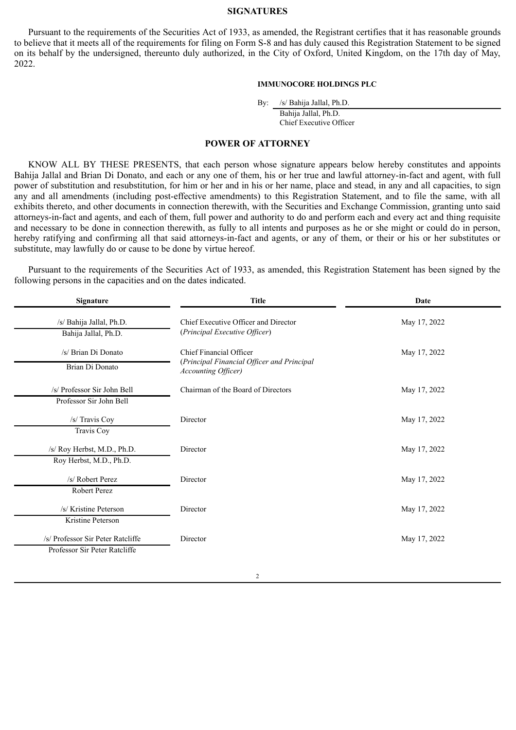## SIGNATURES

Pursuant to the requirements of the Securities Act of 1933, as amended, the Registrant certifies that it has reasonable grounds to believe that it meets all of the requirements for filing on Form S-8 and has duly caused this Registration Statement to be signed on its behalf by the undersigned, thereunto duly authorized, in the City of Oxford, United Kingdom, on the 17th day of May, 2022.

**IMMUNOCORE HOLDINGS PLC**

By: /s/ Bahija Jallal, Ph.D.
Bahija Jallal, Ph.D.
Chief Executive Officer

## POWER OF ATTORNEY

KNOW ALL BY THESE PRESENTS, that each person whose signature appears below hereby constitutes and appoints Bahija Jallal and Brian Di Donato, and each or any one of them, his or her true and lawful attorney-in-fact and agent, with full power of substitution and resubstitution, for him or her and in his or her name, place and stead, in any and all capacities, to sign any and all amendments (including post-effective amendments) to this Registration Statement, and to file the same, with all exhibits thereto, and other documents in connection therewith, with the Securities and Exchange Commission, granting unto said attorneys-in-fact and agents, and each of them, full power and authority to do and perform each and every act and thing requisite and necessary to be done in connection therewith, as fully to all intents and purposes as he or she might or could do in person, hereby ratifying and confirming all that said attorneys-in-fact and agents, or any of them, or their or his or her substitutes or substitute, may lawfully do or cause to be done by virtue hereof.

Pursuant to the requirements of the Securities Act of 1933, as amended, this Registration Statement has been signed by the following persons in the capacities and on the dates indicated.

| Signature | Title | Date |
|---|---|---|
| /s/ Bahija Jallal, Ph.D.<br>Bahija Jallal, Ph.D. | Chief Executive Officer and Director<br>(*Principal Executive Officer*) | May 17, 2022 |
| /s/ Brian Di Donato<br>Brian Di Donato | Chief Financial Officer<br>(*Principal Financial Officer and Principal Accounting Officer)* | May 17, 2022 |
| /s/ Professor Sir John Bell<br>Professor Sir John Bell | Chairman of the Board of Directors | May 17, 2022 |
| /s/ Travis Coy<br>Travis Coy | Director | May 17, 2022 |
| /s/ Roy Herbst, M.D., Ph.D.<br>Roy Herbst, M.D., Ph.D. | Director | May 17, 2022 |
| /s/ Robert Perez<br>Robert Perez | Director | May 17, 2022 |
| /s/ Kristine Peterson<br>Kristine Peterson | Director | May 17, 2022 |
| /s/ Professor Sir Peter Ratcliffe<br>Professor Sir Peter Ratcliffe | Director | May 17, 2022 |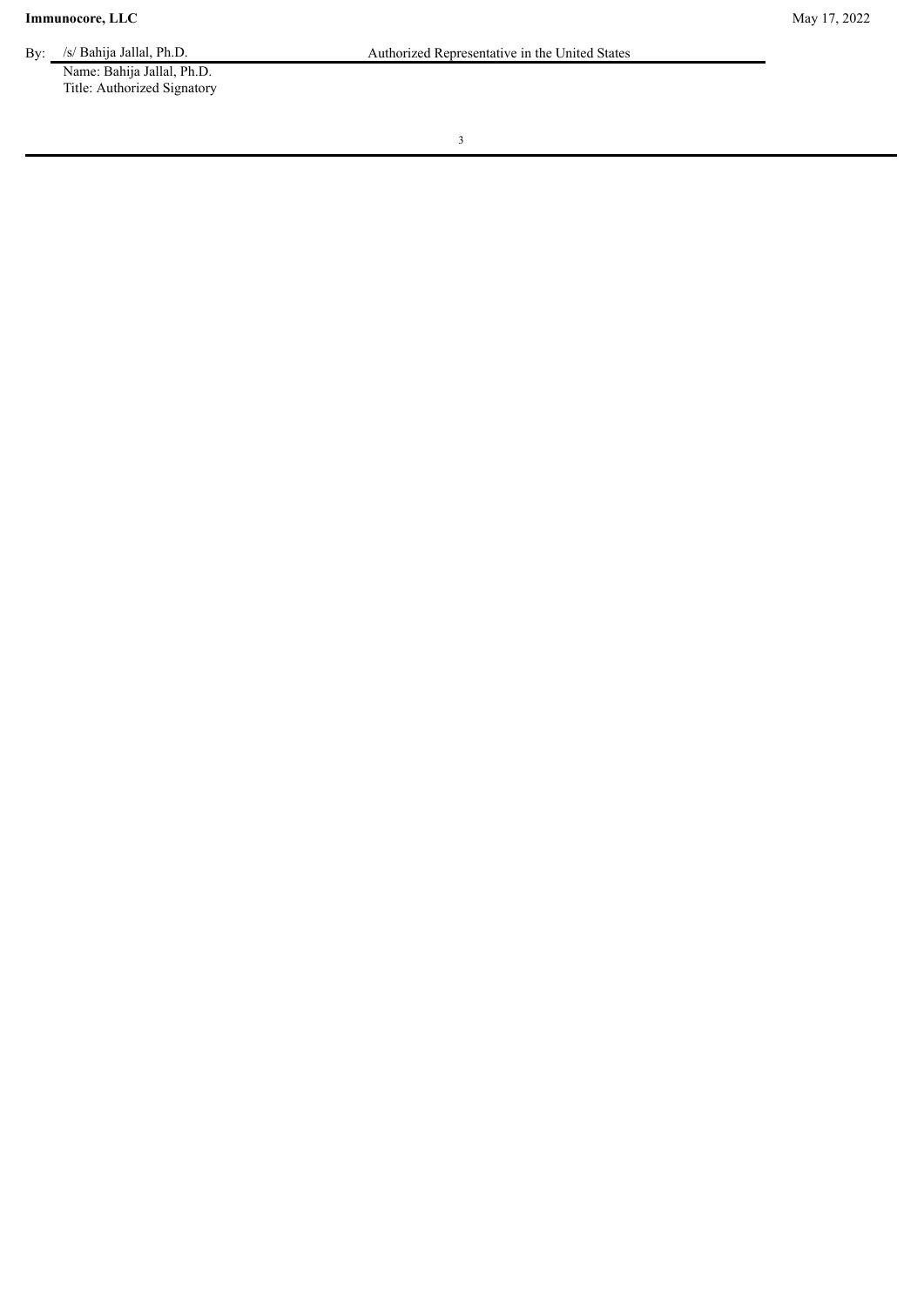**Immunocore, LLC** May 17, 2022

By: /s/ Bahija Jallal, Ph.D. Authorized Representative in the United States

Name: Bahija Jallal, Ph.D.

Title: Authorized Signatory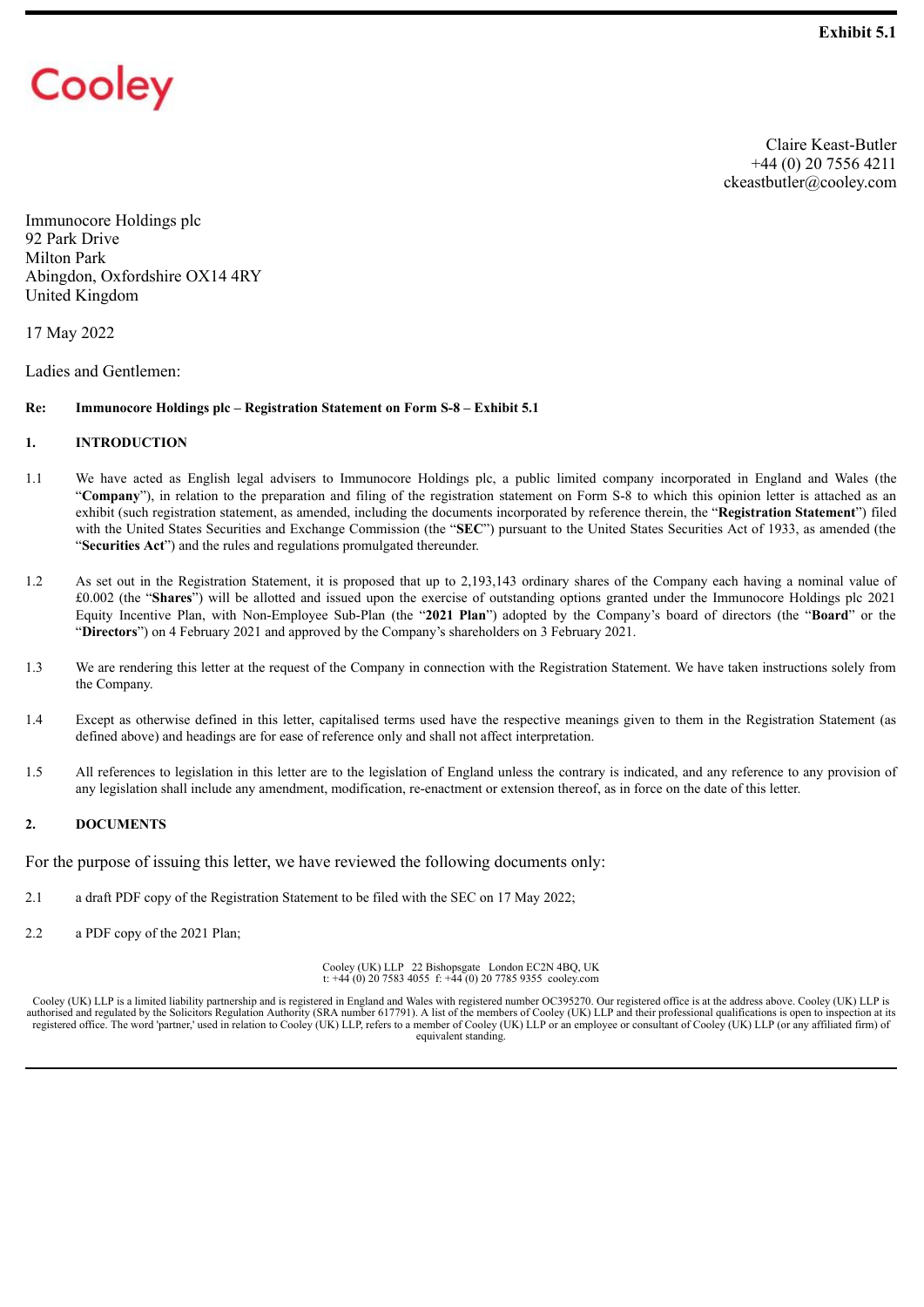**Exhibit 5.1**

Cooley

Claire Keast-Butler
+44 (0) 20 7556 4211
ckeastbutler@cooley.com

Immunocore Holdings plc
92 Park Drive
Milton Park
Abingdon, Oxfordshire OX14 4RY
United Kingdom

17 May 2022

Ladies and Gentlemen:

**Re: Immunocore Holdings plc – Registration Statement on Form S-8 – Exhibit 5.1**

**1. INTRODUCTION**

1.1 We have acted as English legal advisers to Immunocore Holdings plc, a public limited company incorporated in England and Wales (the "**Company**"), in relation to the preparation and filing of the registration statement on Form S-8 to which this opinion letter is attached as an exhibit (such registration statement, as amended, including the documents incorporated by reference therein, the "**Registration Statement**") filed with the United States Securities and Exchange Commission (the "**SEC**") pursuant to the United States Securities Act of 1933, as amended (the "**Securities Act**") and the rules and regulations promulgated thereunder.

1.2 As set out in the Registration Statement, it is proposed that up to 2,193,143 ordinary shares of the Company each having a nominal value of £0.002 (the "**Shares**") will be allotted and issued upon the exercise of outstanding options granted under the Immunocore Holdings plc 2021 Equity Incentive Plan, with Non-Employee Sub-Plan (the "**2021 Plan**") adopted by the Company's board of directors (the "**Board**" or the "**Directors**") on 4 February 2021 and approved by the Company's shareholders on 3 February 2021.

1.3 We are rendering this letter at the request of the Company in connection with the Registration Statement. We have taken instructions solely from the Company.

1.4 Except as otherwise defined in this letter, capitalised terms used have the respective meanings given to them in the Registration Statement (as defined above) and headings are for ease of reference only and shall not affect interpretation.

1.5 All references to legislation in this letter are to the legislation of England unless the contrary is indicated, and any reference to any provision of any legislation shall include any amendment, modification, re-enactment or extension thereof, as in force on the date of this letter.

**2. DOCUMENTS**

For the purpose of issuing this letter, we have reviewed the following documents only:

2.1 a draft PDF copy of the Registration Statement to be filed with the SEC on 17 May 2022;

2.2 a PDF copy of the 2021 Plan;

Cooley (UK) LLP 22 Bishopsgate London EC2N 4BQ, UK
t: +44 (0) 20 7583 4055 f: +44 (0) 20 7785 9355 cooley.com

Cooley (UK) LLP is a limited liability partnership and is registered in England and Wales with registered number OC395270. Our registered office is at the address above. Cooley (UK) LLP is authorised and regulated by the Solicitors Regulation Authority (SRA number 617791). A list of the members of Cooley (UK) LLP and their professional qualifications is open to inspection at its registered office. The word 'partner,' used in relation to Cooley (UK) LLP, refers to a member of Cooley (UK) LLP or an employee or consultant of Cooley (UK) LLP (or any affiliated firm) of equivalent standing.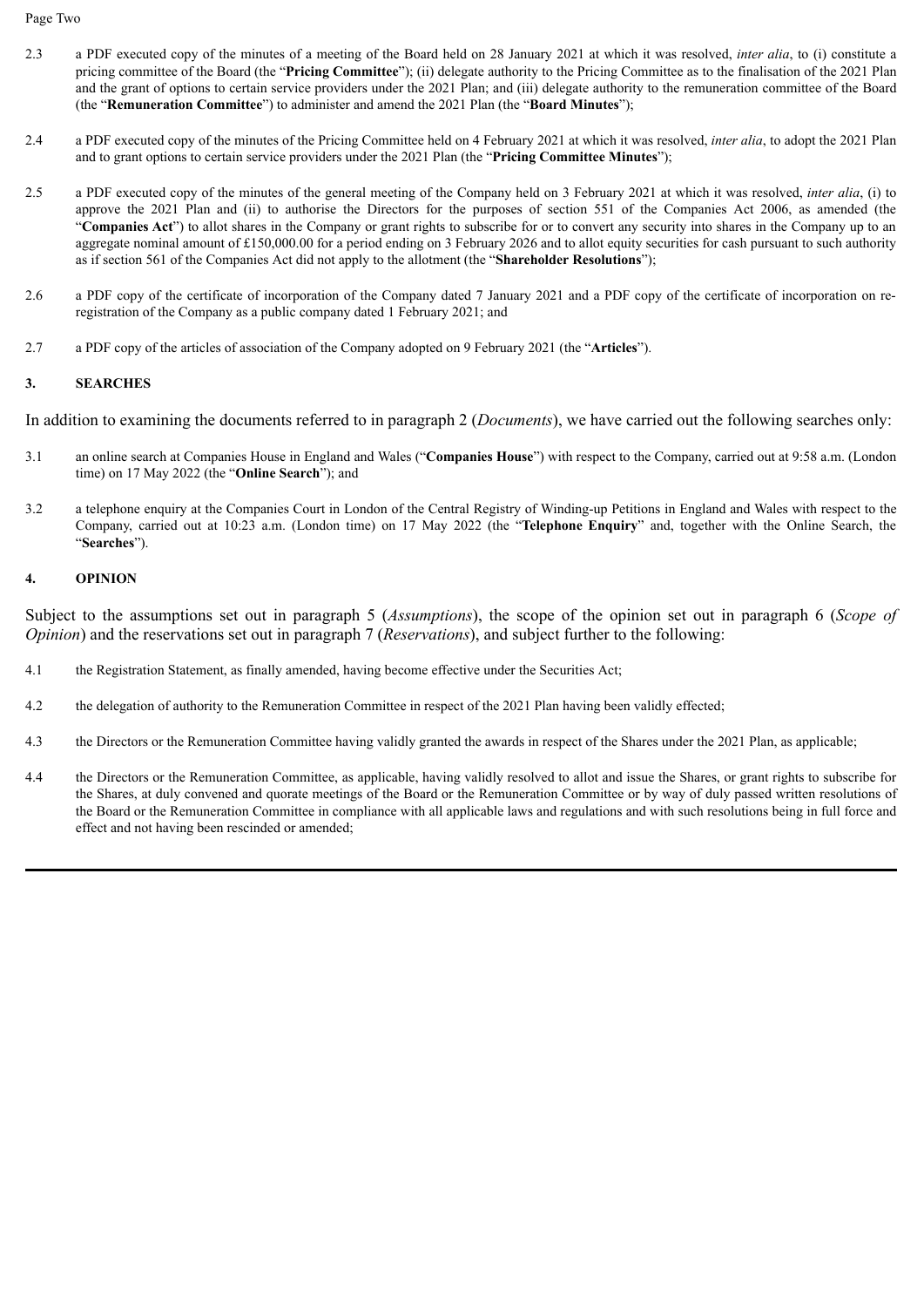2.3 a PDF executed copy of the minutes of a meeting of the Board held on 28 January 2021 at which it was resolved, *inter alia*, to (i) constitute a pricing committee of the Board (the "**Pricing Committee**"); (ii) delegate authority to the Pricing Committee as to the finalisation of the 2021 Plan and the grant of options to certain service providers under the 2021 Plan; and (iii) delegate authority to the remuneration committee of the Board (the "**Remuneration Committee**") to administer and amend the 2021 Plan (the "**Board Minutes**");

2.4 a PDF executed copy of the minutes of the Pricing Committee held on 4 February 2021 at which it was resolved, *inter alia*, to adopt the 2021 Plan and to grant options to certain service providers under the 2021 Plan (the "**Pricing Committee Minutes**");

2.5 a PDF executed copy of the minutes of the general meeting of the Company held on 3 February 2021 at which it was resolved, *inter alia*, (i) to approve the 2021 Plan and (ii) to authorise the Directors for the purposes of section 551 of the Companies Act 2006, as amended (the "**Companies Act**") to allot shares in the Company or grant rights to subscribe for or to convert any security into shares in the Company up to an aggregate nominal amount of £150,000.00 for a period ending on 3 February 2026 and to allot equity securities for cash pursuant to such authority as if section 561 of the Companies Act did not apply to the allotment (the "**Shareholder Resolutions**");

2.6 a PDF copy of the certificate of incorporation of the Company dated 7 January 2021 and a PDF copy of the certificate of incorporation on re-registration of the Company as a public company dated 1 February 2021; and

2.7 a PDF copy of the articles of association of the Company adopted on 9 February 2021 (the "**Articles**").

## 3. SEARCHES

In addition to examining the documents referred to in paragraph 2 (*Documents*), we have carried out the following searches only:

3.1 an online search at Companies House in England and Wales ("**Companies House**") with respect to the Company, carried out at 9:58 a.m. (London time) on 17 May 2022 (the "**Online Search**"); and

3.2 a telephone enquiry at the Companies Court in London of the Central Registry of Winding-up Petitions in England and Wales with respect to the Company, carried out at 10:23 a.m. (London time) on 17 May 2022 (the "**Telephone Enquiry**" and, together with the Online Search, the "**Searches**").

## 4. OPINION

Subject to the assumptions set out in paragraph 5 (*Assumptions*), the scope of the opinion set out in paragraph 6 (*Scope of Opinion*) and the reservations set out in paragraph 7 (*Reservations*), and subject further to the following:

4.1 the Registration Statement, as finally amended, having become effective under the Securities Act;

4.2 the delegation of authority to the Remuneration Committee in respect of the 2021 Plan having been validly effected;

4.3 the Directors or the Remuneration Committee having validly granted the awards in respect of the Shares under the 2021 Plan, as applicable;

4.4 the Directors or the Remuneration Committee, as applicable, having validly resolved to allot and issue the Shares, or grant rights to subscribe for the Shares, at duly convened and quorate meetings of the Board or the Remuneration Committee or by way of duly passed written resolutions of the Board or the Remuneration Committee in compliance with all applicable laws and regulations and with such resolutions being in full force and effect and not having been rescinded or amended;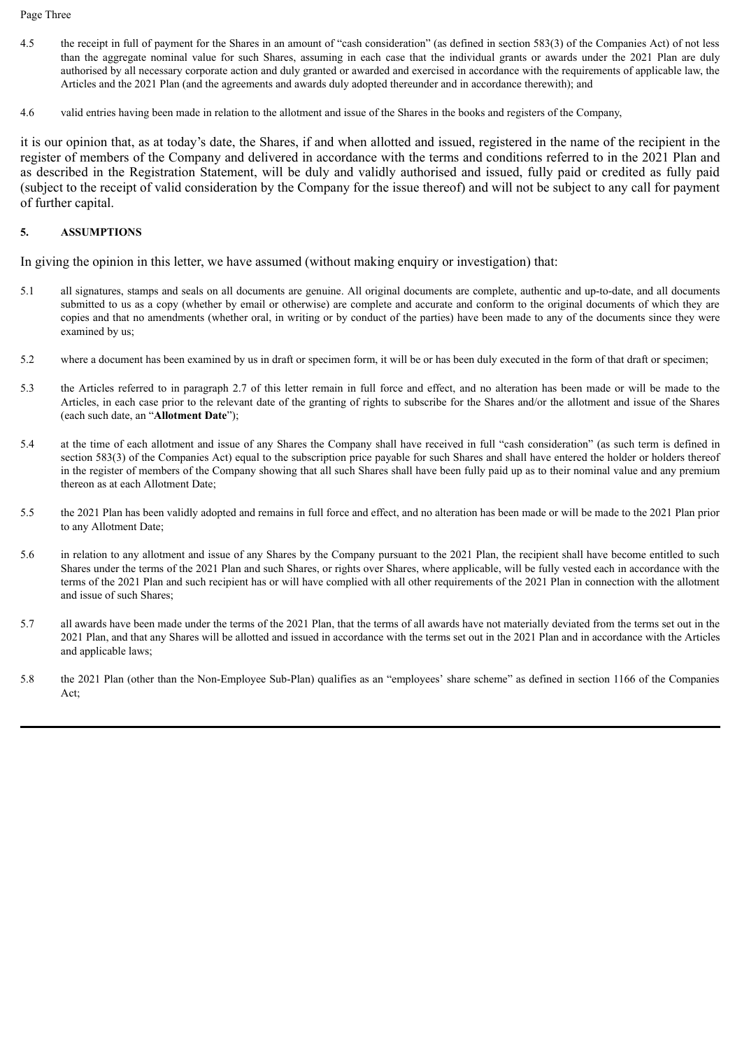4.5 the receipt in full of payment for the Shares in an amount of "cash consideration" (as defined in section 583(3) of the Companies Act) of not less than the aggregate nominal value for such Shares, assuming in each case that the individual grants or awards under the 2021 Plan are duly authorised by all necessary corporate action and duly granted or awarded and exercised in accordance with the requirements of applicable law, the Articles and the 2021 Plan (and the agreements and awards duly adopted thereunder and in accordance therewith); and

4.6 valid entries having been made in relation to the allotment and issue of the Shares in the books and registers of the Company,

it is our opinion that, as at today's date, the Shares, if and when allotted and issued, registered in the name of the recipient in the register of members of the Company and delivered in accordance with the terms and conditions referred to in the 2021 Plan and as described in the Registration Statement, will be duly and validly authorised and issued, fully paid or credited as fully paid (subject to the receipt of valid consideration by the Company for the issue thereof) and will not be subject to any call for payment of further capital.

## 5. ASSUMPTIONS

In giving the opinion in this letter, we have assumed (without making enquiry or investigation) that:

5.1 all signatures, stamps and seals on all documents are genuine. All original documents are complete, authentic and up-to-date, and all documents submitted to us as a copy (whether by email or otherwise) are complete and accurate and conform to the original documents of which they are copies and that no amendments (whether oral, in writing or by conduct of the parties) have been made to any of the documents since they were examined by us;

5.2 where a document has been examined by us in draft or specimen form, it will be or has been duly executed in the form of that draft or specimen;

5.3 the Articles referred to in paragraph 2.7 of this letter remain in full force and effect, and no alteration has been made or will be made to the Articles, in each case prior to the relevant date of the granting of rights to subscribe for the Shares and/or the allotment and issue of the Shares (each such date, an "**Allotment Date**");

5.4 at the time of each allotment and issue of any Shares the Company shall have received in full "cash consideration" (as such term is defined in section 583(3) of the Companies Act) equal to the subscription price payable for such Shares and shall have entered the holder or holders thereof in the register of members of the Company showing that all such Shares shall have been fully paid up as to their nominal value and any premium thereon as at each Allotment Date;

5.5 the 2021 Plan has been validly adopted and remains in full force and effect, and no alteration has been made or will be made to the 2021 Plan prior to any Allotment Date;

5.6 in relation to any allotment and issue of any Shares by the Company pursuant to the 2021 Plan, the recipient shall have become entitled to such Shares under the terms of the 2021 Plan and such Shares, or rights over Shares, where applicable, will be fully vested each in accordance with the terms of the 2021 Plan and such recipient has or will have complied with all other requirements of the 2021 Plan in connection with the allotment and issue of such Shares;

5.7 all awards have been made under the terms of the 2021 Plan, that the terms of all awards have not materially deviated from the terms set out in the 2021 Plan, and that any Shares will be allotted and issued in accordance with the terms set out in the 2021 Plan and in accordance with the Articles and applicable laws;

5.8 the 2021 Plan (other than the Non-Employee Sub-Plan) qualifies as an "employees' share scheme" as defined in section 1166 of the Companies Act;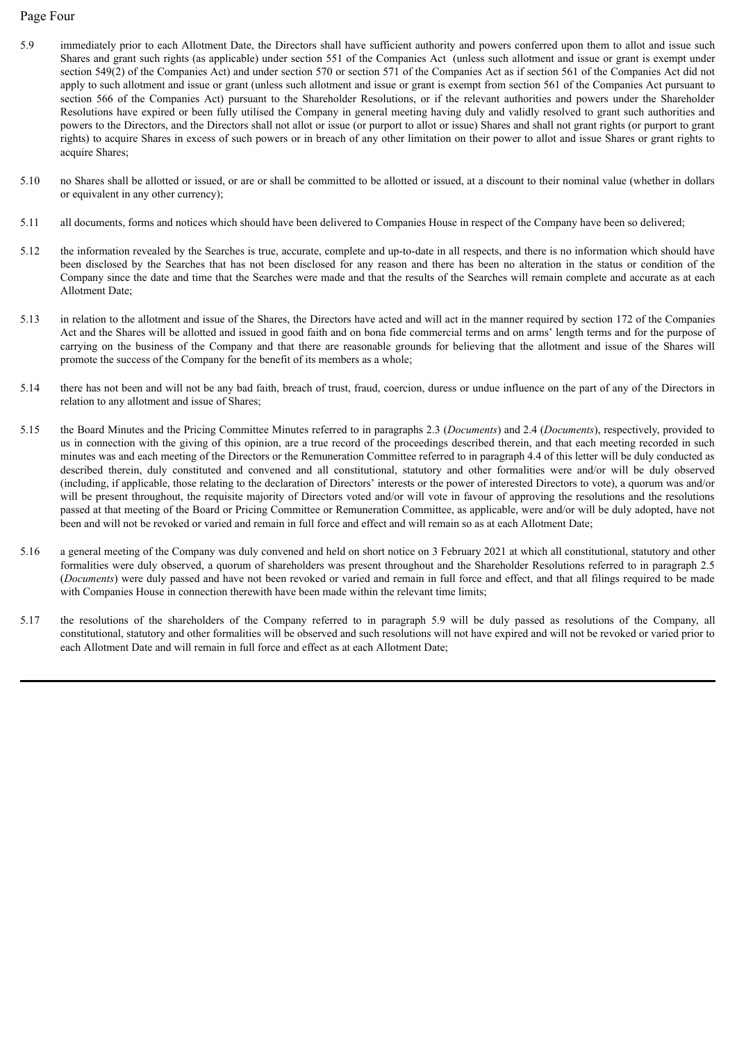5.9 immediately prior to each Allotment Date, the Directors shall have sufficient authority and powers conferred upon them to allot and issue such Shares and grant such rights (as applicable) under section 551 of the Companies Act (unless such allotment and issue or grant is exempt under section 549(2) of the Companies Act) and under section 570 or section 571 of the Companies Act as if section 561 of the Companies Act did not apply to such allotment and issue or grant (unless such allotment and issue or grant is exempt from section 561 of the Companies Act pursuant to section 566 of the Companies Act) pursuant to the Shareholder Resolutions, or if the relevant authorities and powers under the Shareholder Resolutions have expired or been fully utilised the Company in general meeting having duly and validly resolved to grant such authorities and powers to the Directors, and the Directors shall not allot or issue (or purport to allot or issue) Shares and shall not grant rights (or purport to grant rights) to acquire Shares in excess of such powers or in breach of any other limitation on their power to allot and issue Shares or grant rights to acquire Shares;

5.10 no Shares shall be allotted or issued, or are or shall be committed to be allotted or issued, at a discount to their nominal value (whether in dollars or equivalent in any other currency);

5.11 all documents, forms and notices which should have been delivered to Companies House in respect of the Company have been so delivered;

5.12 the information revealed by the Searches is true, accurate, complete and up-to-date in all respects, and there is no information which should have been disclosed by the Searches that has not been disclosed for any reason and there has been no alteration in the status or condition of the Company since the date and time that the Searches were made and that the results of the Searches will remain complete and accurate as at each Allotment Date;

5.13 in relation to the allotment and issue of the Shares, the Directors have acted and will act in the manner required by section 172 of the Companies Act and the Shares will be allotted and issued in good faith and on bona fide commercial terms and on arms' length terms and for the purpose of carrying on the business of the Company and that there are reasonable grounds for believing that the allotment and issue of the Shares will promote the success of the Company for the benefit of its members as a whole;

5.14 there has not been and will not be any bad faith, breach of trust, fraud, coercion, duress or undue influence on the part of any of the Directors in relation to any allotment and issue of Shares;

5.15 the Board Minutes and the Pricing Committee Minutes referred to in paragraphs 2.3 (*Documents*) and 2.4 (*Documents*), respectively, provided to us in connection with the giving of this opinion, are a true record of the proceedings described therein, and that each meeting recorded in such minutes was and each meeting of the Directors or the Remuneration Committee referred to in paragraph 4.4 of this letter will be duly conducted as described therein, duly constituted and convened and all constitutional, statutory and other formalities were and/or will be duly observed (including, if applicable, those relating to the declaration of Directors' interests or the power of interested Directors to vote), a quorum was and/or will be present throughout, the requisite majority of Directors voted and/or will vote in favour of approving the resolutions and the resolutions passed at that meeting of the Board or Pricing Committee or Remuneration Committee, as applicable, were and/or will be duly adopted, have not been and will not be revoked or varied and remain in full force and effect and will remain so as at each Allotment Date;

5.16 a general meeting of the Company was duly convened and held on short notice on 3 February 2021 at which all constitutional, statutory and other formalities were duly observed, a quorum of shareholders was present throughout and the Shareholder Resolutions referred to in paragraph 2.5 (*Documents*) were duly passed and have not been revoked or varied and remain in full force and effect, and that all filings required to be made with Companies House in connection therewith have been made within the relevant time limits;

5.17 the resolutions of the shareholders of the Company referred to in paragraph 5.9 will be duly passed as resolutions of the Company, all constitutional, statutory and other formalities will be observed and such resolutions will not have expired and will not be revoked or varied prior to each Allotment Date and will remain in full force and effect as at each Allotment Date;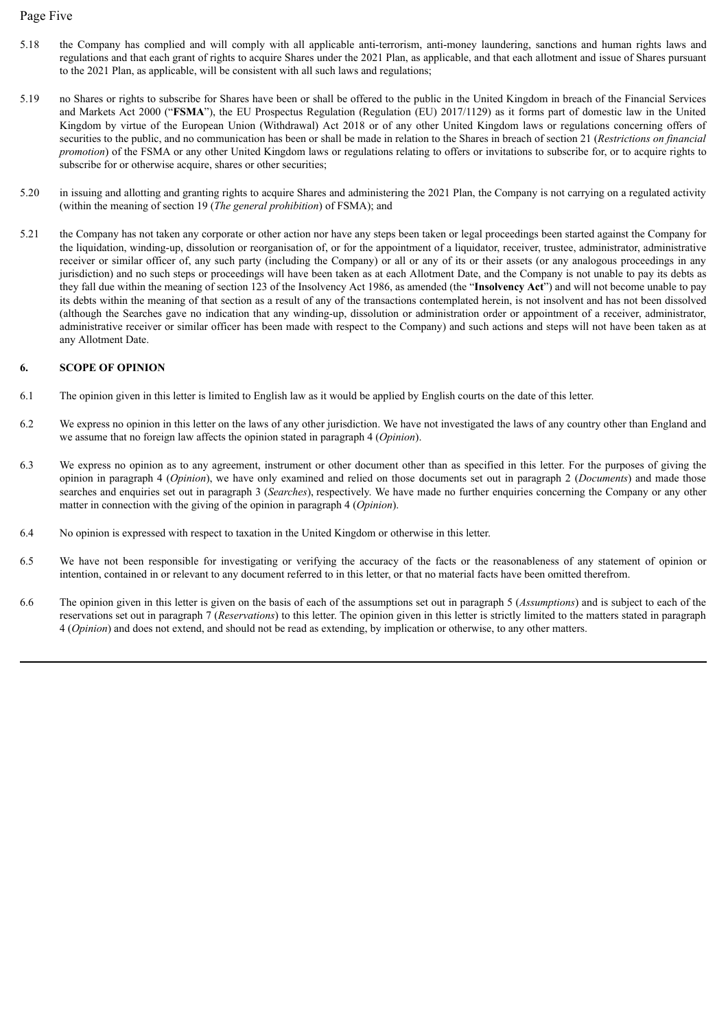5.18 the Company has complied and will comply with all applicable anti-terrorism, anti-money laundering, sanctions and human rights laws and regulations and that each grant of rights to acquire Shares under the 2021 Plan, as applicable, and that each allotment and issue of Shares pursuant to the 2021 Plan, as applicable, will be consistent with all such laws and regulations;

5.19 no Shares or rights to subscribe for Shares have been or shall be offered to the public in the United Kingdom in breach of the Financial Services and Markets Act 2000 ("**FSMA**"), the EU Prospectus Regulation (Regulation (EU) 2017/1129) as it forms part of domestic law in the United Kingdom by virtue of the European Union (Withdrawal) Act 2018 or of any other United Kingdom laws or regulations concerning offers of securities to the public, and no communication has been or shall be made in relation to the Shares in breach of section 21 (*Restrictions on financial promotion*) of the FSMA or any other United Kingdom laws or regulations relating to offers or invitations to subscribe for, or to acquire rights to subscribe for or otherwise acquire, shares or other securities;

5.20 in issuing and allotting and granting rights to acquire Shares and administering the 2021 Plan, the Company is not carrying on a regulated activity (within the meaning of section 19 (*The general prohibition*) of FSMA); and

5.21 the Company has not taken any corporate or other action nor have any steps been taken or legal proceedings been started against the Company for the liquidation, winding-up, dissolution or reorganisation of, or for the appointment of a liquidator, receiver, trustee, administrator, administrative receiver or similar officer of, any such party (including the Company) or all or any of its or their assets (or any analogous proceedings in any jurisdiction) and no such steps or proceedings will have been taken as at each Allotment Date, and the Company is not unable to pay its debts as they fall due within the meaning of section 123 of the Insolvency Act 1986, as amended (the "**Insolvency Act**") and will not become unable to pay its debts within the meaning of that section as a result of any of the transactions contemplated herein, is not insolvent and has not been dissolved (although the Searches gave no indication that any winding-up, dissolution or administration order or appointment of a receiver, administrator, administrative receiver or similar officer has been made with respect to the Company) and such actions and steps will not have been taken as at any Allotment Date.

## 6. SCOPE OF OPINION

6.1 The opinion given in this letter is limited to English law as it would be applied by English courts on the date of this letter.

6.2 We express no opinion in this letter on the laws of any other jurisdiction. We have not investigated the laws of any country other than England and we assume that no foreign law affects the opinion stated in paragraph 4 (*Opinion*).

6.3 We express no opinion as to any agreement, instrument or other document other than as specified in this letter. For the purposes of giving the opinion in paragraph 4 (*Opinion*), we have only examined and relied on those documents set out in paragraph 2 (*Documents*) and made those searches and enquiries set out in paragraph 3 (*Searches*), respectively. We have made no further enquiries concerning the Company or any other matter in connection with the giving of the opinion in paragraph 4 (*Opinion*).

6.4 No opinion is expressed with respect to taxation in the United Kingdom or otherwise in this letter.

6.5 We have not been responsible for investigating or verifying the accuracy of the facts or the reasonableness of any statement of opinion or intention, contained in or relevant to any document referred to in this letter, or that no material facts have been omitted therefrom.

6.6 The opinion given in this letter is given on the basis of each of the assumptions set out in paragraph 5 (*Assumptions*) and is subject to each of the reservations set out in paragraph 7 (*Reservations*) to this letter. The opinion given in this letter is strictly limited to the matters stated in paragraph 4 (*Opinion*) and does not extend, and should not be read as extending, by implication or otherwise, to any other matters.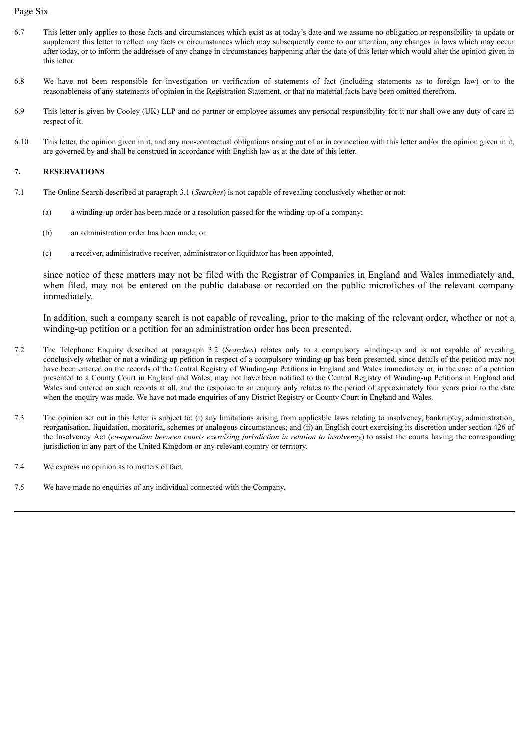6.7 This letter only applies to those facts and circumstances which exist as at today's date and we assume no obligation or responsibility to update or supplement this letter to reflect any facts or circumstances which may subsequently come to our attention, any changes in laws which may occur after today, or to inform the addressee of any change in circumstances happening after the date of this letter which would alter the opinion given in this letter.

6.8 We have not been responsible for investigation or verification of statements of fact (including statements as to foreign law) or to the reasonableness of any statements of opinion in the Registration Statement, or that no material facts have been omitted therefrom.

6.9 This letter is given by Cooley (UK) LLP and no partner or employee assumes any personal responsibility for it nor shall owe any duty of care in respect of it.

6.10 This letter, the opinion given in it, and any non-contractual obligations arising out of or in connection with this letter and/or the opinion given in it, are governed by and shall be construed in accordance with English law as at the date of this letter.

## 7. RESERVATIONS

7.1 The Online Search described at paragraph 3.1 (*Searches*) is not capable of revealing conclusively whether or not:

(a) a winding-up order has been made or a resolution passed for the winding-up of a company;

(b) an administration order has been made; or

(c) a receiver, administrative receiver, administrator or liquidator has been appointed,

since notice of these matters may not be filed with the Registrar of Companies in England and Wales immediately and, when filed, may not be entered on the public database or recorded on the public microfiches of the relevant company immediately.

In addition, such a company search is not capable of revealing, prior to the making of the relevant order, whether or not a winding-up petition or a petition for an administration order has been presented.

7.2 The Telephone Enquiry described at paragraph 3.2 (*Searches*) relates only to a compulsory winding-up and is not capable of revealing conclusively whether or not a winding-up petition in respect of a compulsory winding-up has been presented, since details of the petition may not have been entered on the records of the Central Registry of Winding-up Petitions in England and Wales immediately or, in the case of a petition presented to a County Court in England and Wales, may not have been notified to the Central Registry of Winding-up Petitions in England and Wales and entered on such records at all, and the response to an enquiry only relates to the period of approximately four years prior to the date when the enquiry was made. We have not made enquiries of any District Registry or County Court in England and Wales.

7.3 The opinion set out in this letter is subject to: (i) any limitations arising from applicable laws relating to insolvency, bankruptcy, administration, reorganisation, liquidation, moratoria, schemes or analogous circumstances; and (ii) an English court exercising its discretion under section 426 of the Insolvency Act (*co-operation between courts exercising jurisdiction in relation to insolvency*) to assist the courts having the corresponding jurisdiction in any part of the United Kingdom or any relevant country or territory.

7.4 We express no opinion as to matters of fact.

7.5 We have made no enquiries of any individual connected with the Company.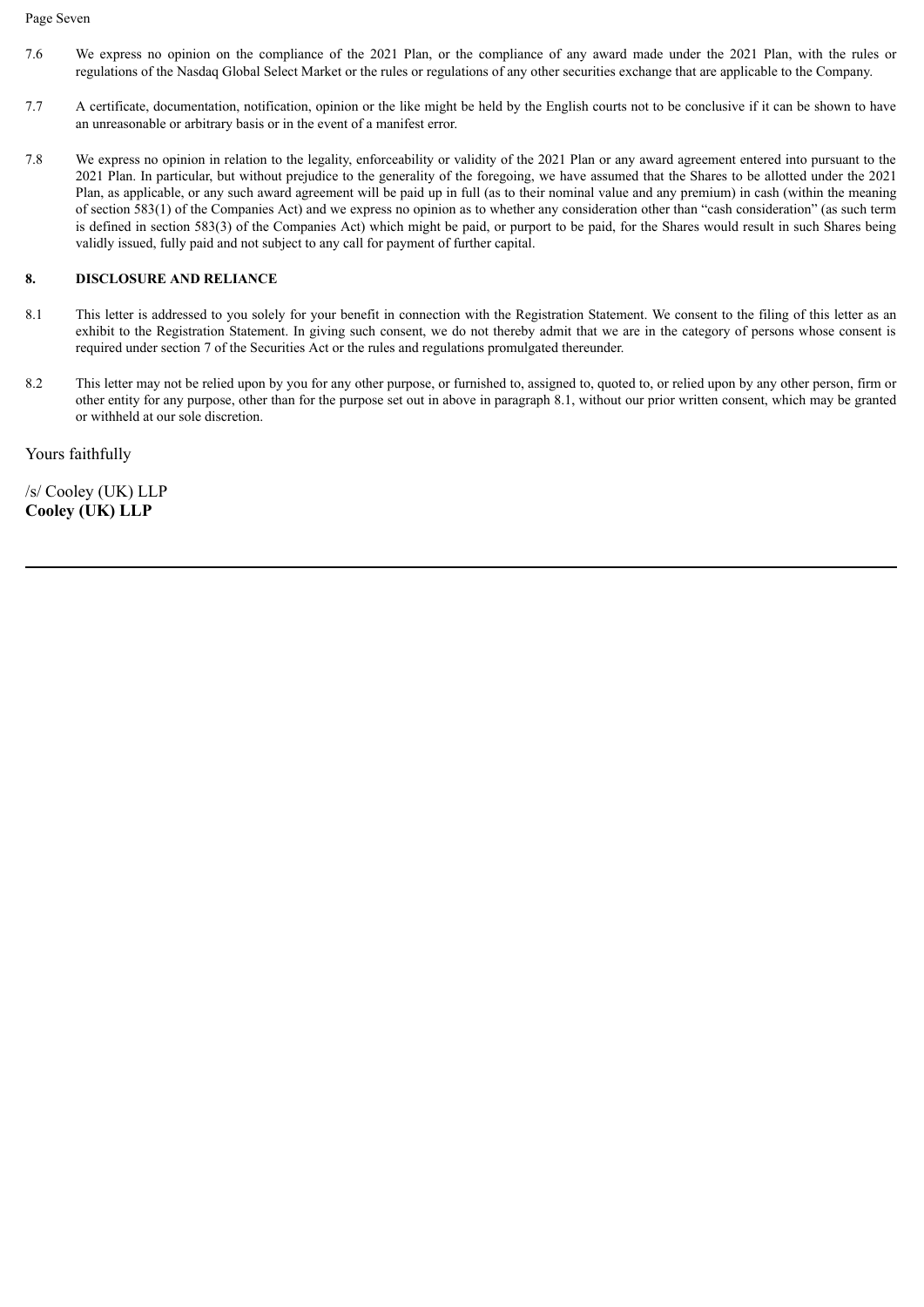7.6 We express no opinion on the compliance of the 2021 Plan, or the compliance of any award made under the 2021 Plan, with the rules or regulations of the Nasdaq Global Select Market or the rules or regulations of any other securities exchange that are applicable to the Company.

7.7 A certificate, documentation, notification, opinion or the like might be held by the English courts not to be conclusive if it can be shown to have an unreasonable or arbitrary basis or in the event of a manifest error.

7.8 We express no opinion in relation to the legality, enforceability or validity of the 2021 Plan or any award agreement entered into pursuant to the 2021 Plan. In particular, but without prejudice to the generality of the foregoing, we have assumed that the Shares to be allotted under the 2021 Plan, as applicable, or any such award agreement will be paid up in full (as to their nominal value and any premium) in cash (within the meaning of section 583(1) of the Companies Act) and we express no opinion as to whether any consideration other than "cash consideration" (as such term is defined in section 583(3) of the Companies Act) which might be paid, or purport to be paid, for the Shares would result in such Shares being validly issued, fully paid and not subject to any call for payment of further capital.

**8. DISCLOSURE AND RELIANCE**

8.1 This letter is addressed to you solely for your benefit in connection with the Registration Statement. We consent to the filing of this letter as an exhibit to the Registration Statement. In giving such consent, we do not thereby admit that we are in the category of persons whose consent is required under section 7 of the Securities Act or the rules and regulations promulgated thereunder.

8.2 This letter may not be relied upon by you for any other purpose, or furnished to, assigned to, quoted to, or relied upon by any other person, firm or other entity for any purpose, other than for the purpose set out in above in paragraph 8.1, without our prior written consent, which may be granted or withheld at our sole discretion.

Yours faithfully

/s/ Cooley (UK) LLP
**Cooley (UK) LLP**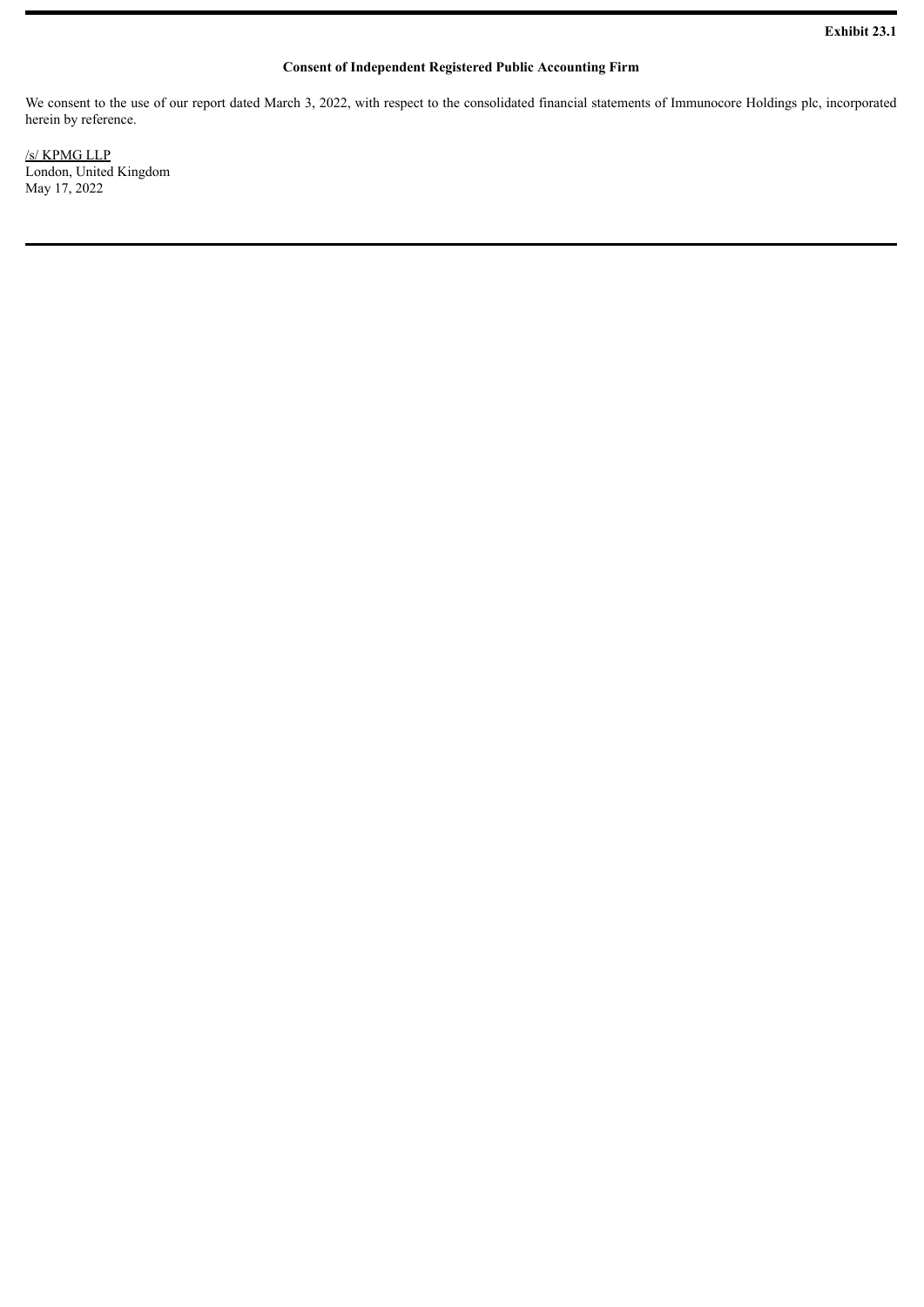**Exhibit 23.1**

**Consent of Independent Registered Public Accounting Firm**

We consent to the use of our report dated March 3, 2022, with respect to the consolidated financial statements of Immunocore Holdings plc, incorporated herein by reference.

/s/ KPMG LLP
London, United Kingdom
May 17, 2022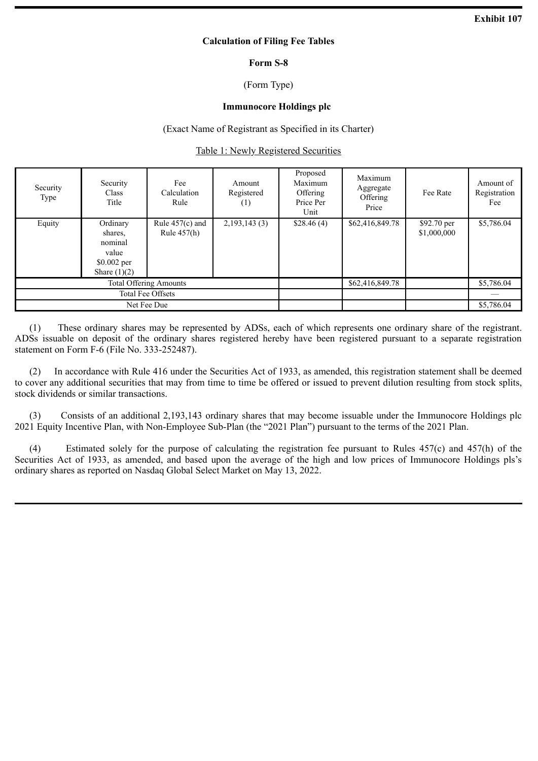**Exhibit 107**

**Calculation of Filing Fee Tables**

**Form S-8**

(Form Type)

**Immunocore Holdings plc**

(Exact Name of Registrant as Specified in its Charter)

Table 1: Newly Registered Securities

| Security Type | Security Class Title | Fee Calculation Rule | Amount Registered (1) | Proposed Maximum Offering Price Per Unit | Maximum Aggregate Offering Price | Fee Rate | Amount of Registration Fee |
|---|---|---|---|---|---|---|---|
| Equity | Ordinary shares, nominal value $0.002 per Share (1)(2) | Rule 457(c) and Rule 457(h) | 2,193,143 (3) | $28.46 (4) | $62,416,849.78 | $92.70 per $1,000,000 | $5,786.04 |
| Total Offering Amounts | | | | | $62,416,849.78 | | $5,786.04 |
| Total Fee Offsets | | | | | | | — |
| Net Fee Due | | | | | | | $5,786.04 |

(1) These ordinary shares may be represented by ADSs, each of which represents one ordinary share of the registrant. ADSs issuable on deposit of the ordinary shares registered hereby have been registered pursuant to a separate registration statement on Form F-6 (File No. 333-252487).

(2) In accordance with Rule 416 under the Securities Act of 1933, as amended, this registration statement shall be deemed to cover any additional securities that may from time to time be offered or issued to prevent dilution resulting from stock splits, stock dividends or similar transactions.

(3) Consists of an additional 2,193,143 ordinary shares that may become issuable under the Immunocore Holdings plc 2021 Equity Incentive Plan, with Non-Employee Sub-Plan (the "2021 Plan") pursuant to the terms of the 2021 Plan.

(4) Estimated solely for the purpose of calculating the registration fee pursuant to Rules 457(c) and 457(h) of the Securities Act of 1933, as amended, and based upon the average of the high and low prices of Immunocore Holdings pls's ordinary shares as reported on Nasdaq Global Select Market on May 13, 2022.